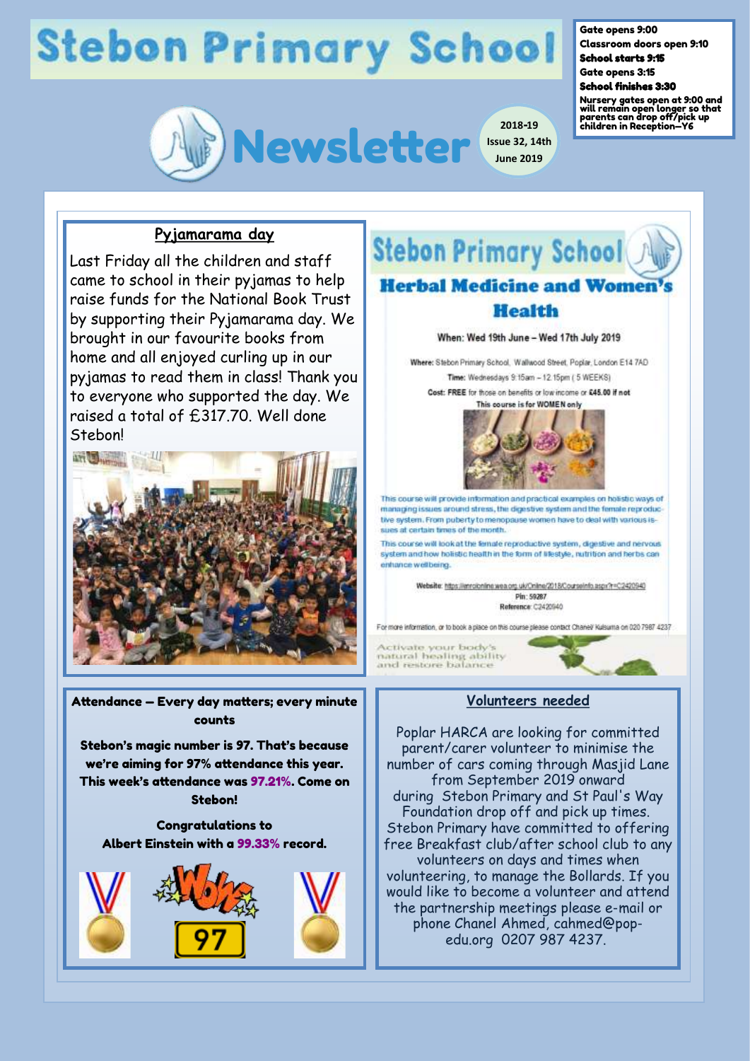# Stebon Primary School

## Newsletter

2018-19 Issue 32, 14th June 2019

Gate opens 9:00
Classroom doors open 9:10
**School starts 9:15**
Gate opens 3:15
**School finishes 3:30**
Nursery gates open at 9:00 and will remain open longer so that parents can drop off/pick up children in Reception—Y6

### Pyjamarama day

Last Friday all the children and staff came to school in their pyjamas to help raise funds for the National Book Trust by supporting their Pyjamarama day. We brought in our favourite books from home and all enjoyed curling up in our pyjamas to read them in class! Thank you to everyone who supported the day. We raised a total of £317.70. Well done Stebon!

### Stebon Primary School
### Herbal Medicine and Women's Health

When: Wed 19th June – Wed 17th July 2019

**Where:** Stebon Primary School, Wallwood Street, Poplar, London E14 7AD

**Time:** Wednesdays 9:15am – 12.15pm ( 5 WEEKS)

**Cost: FREE** for those on benefits or low income or **£45.00 if not**

**This course is for WOMEN only**

This course will provide information and practical examples on holistic ways of managing issues around stress, the digestive system and the female reproductive system. From puberty to menopause women have to deal with various issues at certain times of the month.

This course will look at the female reproductive system, digestive and nervous system and how holistic health in the form of lifestyle, nutrition and herbs can enhance wellbeing.

**Website:** https://enrolonline.wea.org.uk/Online/2018/CourseInfo.aspx?r=C2420940
**Pin:** 59287
**Reference:** C2420940

For more information, or to book a place on this course please contact Chanel/ Kulsuma on 020 7987 4237

Activate your body's natural healing ability and restore balance

### Attendance – Every day matters; every minute counts

**Stebon's magic number is 97. That's because we're aiming for 97% attendance this year. This week's attendance was 97.21%. Come on Stebon!**

**Congratulations to Albert Einstein with a 99.33% record.**

### Volunteers needed

Poplar HARCA are looking for committed parent/carer volunteer to minimise the number of cars coming through Masjid Lane from September 2019 onward during Stebon Primary and St Paul's Way Foundation drop off and pick up times. Stebon Primary have committed to offering free Breakfast club/after school club to any volunteers on days and times when volunteering, to manage the Bollards. If you would like to become a volunteer and attend the partnership meetings please e-mail or phone Chanel Ahmed, cahmed@pop-edu.org 0207 987 4237.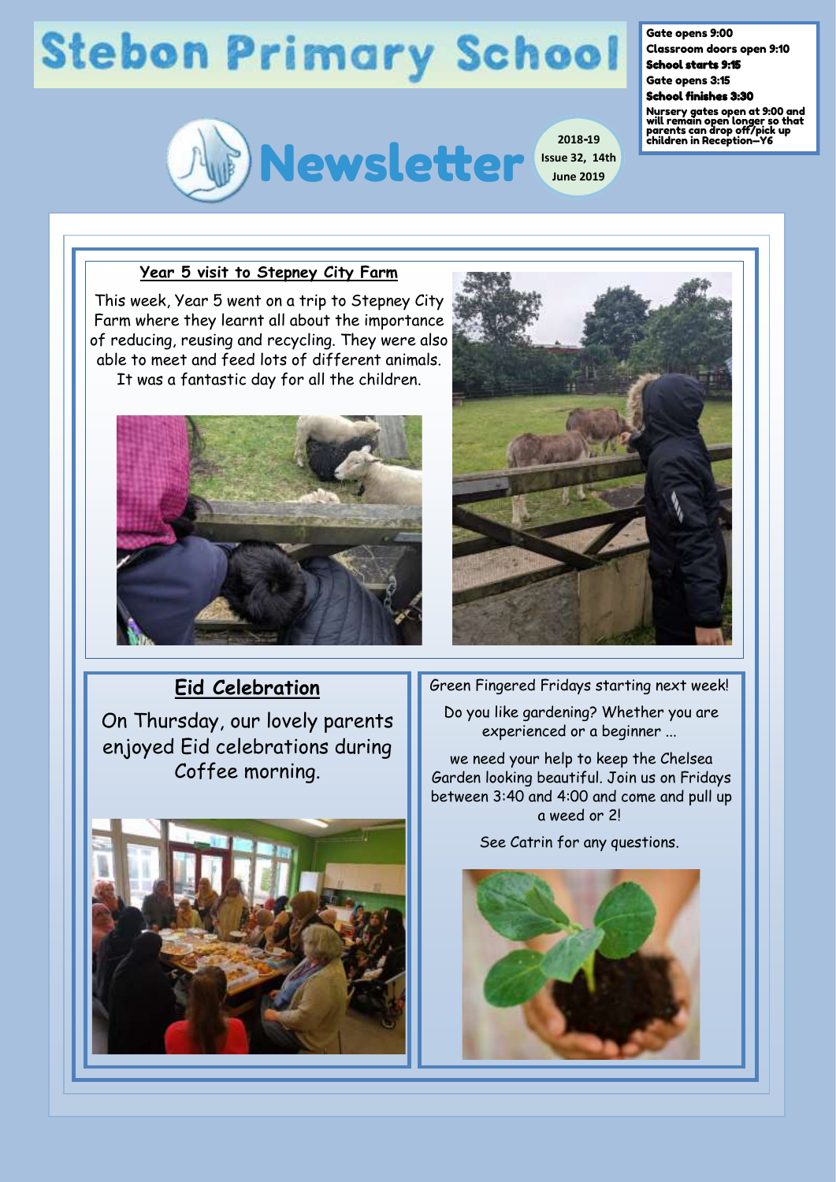# Stebon Primary School

**Gate opens 9:00**
**Classroom doors open 9:10**
**School starts 9:15**
**Gate opens 3:15**
**School finishes 3:30**
**Nursery gates open at 9:00 and will remain open longer so that parents can drop off/pick up children in Reception—Y6**

# Newsletter

2018-19
Issue 32, 14th June 2019

## Year 5 visit to Stepney City Farm

This week, Year 5 went on a trip to Stepney City Farm where they learnt all about the importance of reducing, reusing and recycling. They were also able to meet and feed lots of different animals. It was a fantastic day for all the children.

## Eid Celebration

On Thursday, our lovely parents enjoyed Eid celebrations during Coffee morning.

Green Fingered Fridays starting next week!

Do you like gardening? Whether you are experienced or a beginner ...

we need your help to keep the Chelsea Garden looking beautiful. Join us on Fridays between 3:40 and 4:00 and come and pull up a weed or 2!

See Catrin for any questions.